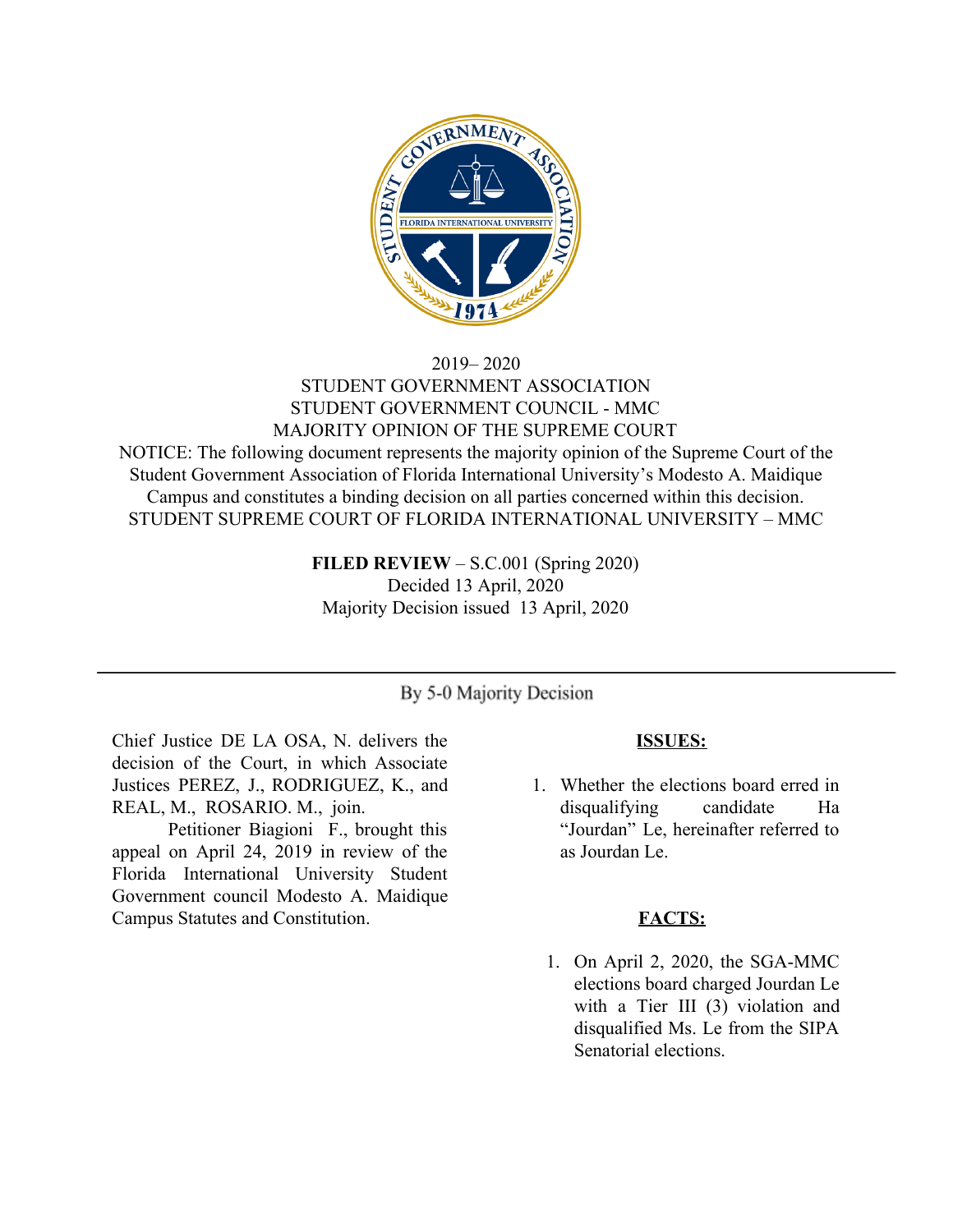2019– 2020
STUDENT GOVERNMENT ASSOCIATION
STUDENT GOVERNMENT COUNCIL - MMC
MAJORITY OPINION OF THE SUPREME COURT

NOTICE: The following document represents the majority opinion of the Supreme Court of the Student Government Association of Florida International University's Modesto A. Maidique Campus and constitutes a binding decision on all parties concerned within this decision.

STUDENT SUPREME COURT OF FLORIDA INTERNATIONAL UNIVERSITY – MMC

**FILED REVIEW** – S.C.001 (Spring 2020)
Decided 13 April, 2020
Majority Decision issued 13 April, 2020

---

By 5-0 Majority Decision

Chief Justice DE LA OSA, N. delivers the decision of the Court, in which Associate Justices PEREZ, J., RODRIGUEZ, K., and REAL, M., ROSARIO. M., join.

Petitioner Biagioni F., brought this appeal on April 24, 2019 in review of the Florida International University Student Government council Modesto A. Maidique Campus Statutes and Constitution.

**ISSUES:**

1. Whether the elections board erred in disqualifying candidate Ha "Jourdan" Le, hereinafter referred to as Jourdan Le.

**FACTS:**

1. On April 2, 2020, the SGA-MMC elections board charged Jourdan Le with a Tier III (3) violation and disqualified Ms. Le from the SIPA Senatorial elections.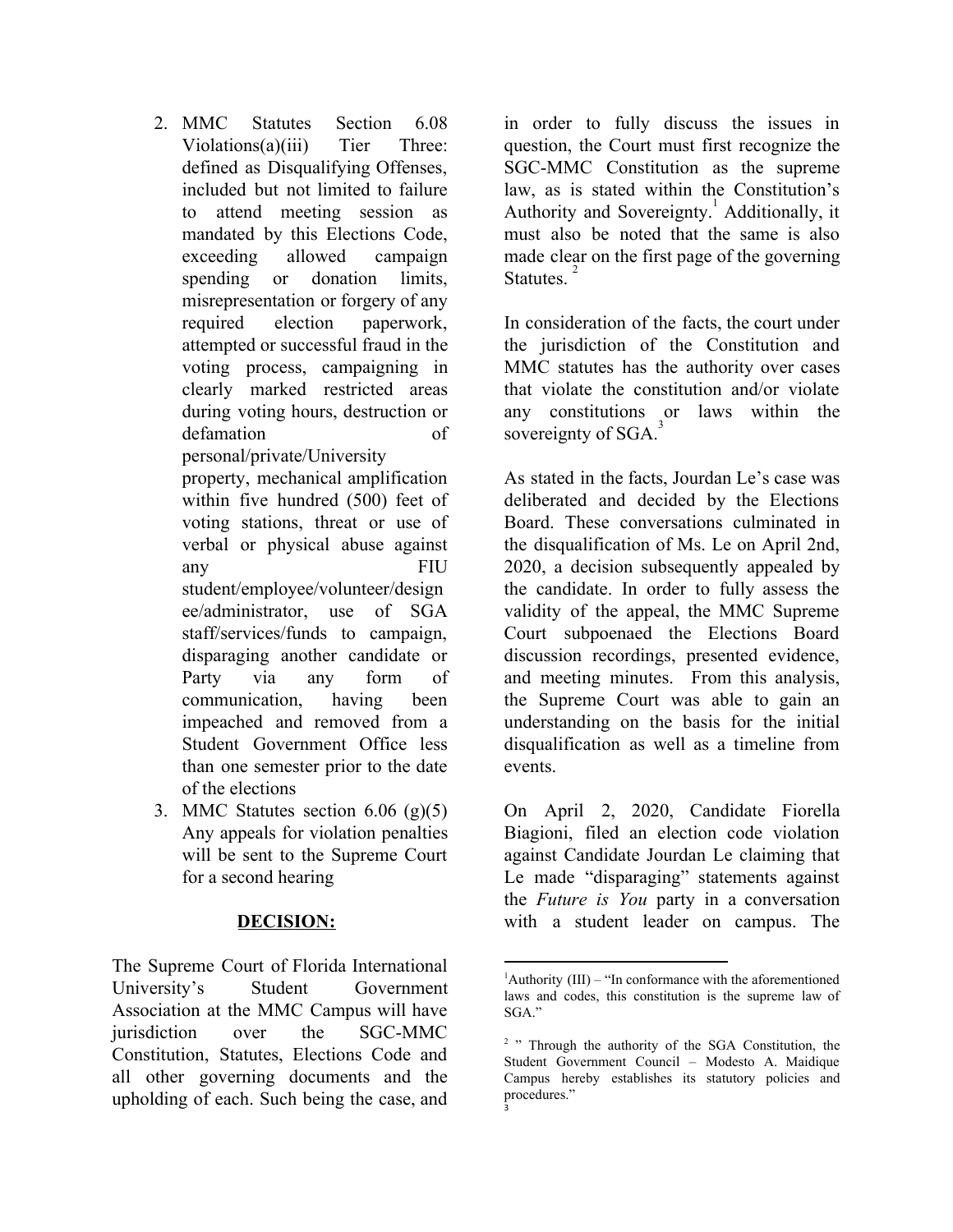2. MMC Statutes Section 6.08 Violations(a)(iii) Tier Three: defined as Disqualifying Offenses, included but not limited to failure to attend meeting session as mandated by this Elections Code, exceeding allowed campaign spending or donation limits, misrepresentation or forgery of any required election paperwork, attempted or successful fraud in the voting process, campaigning in clearly marked restricted areas during voting hours, destruction or defamation of personal/private/University property, mechanical amplification within five hundred (500) feet of voting stations, threat or use of verbal or physical abuse against any FIU student/employee/volunteer/designee/administrator, use of SGA staff/services/funds to campaign, disparaging another candidate or Party via any form of communication, having been impeached and removed from a Student Government Office less than one semester prior to the date of the elections
3. MMC Statutes section 6.06 (g)(5) Any appeals for violation penalties will be sent to the Supreme Court for a second hearing

**DECISION:**

The Supreme Court of Florida International University's Student Government Association at the MMC Campus will have jurisdiction over the SGC-MMC Constitution, Statutes, Elections Code and all other governing documents and the upholding of each. Such being the case, and in order to fully discuss the issues in question, the Court must first recognize the SGC-MMC Constitution as the supreme law, as is stated within the Constitution's Authority and Sovereignty.[1] Additionally, it must also be noted that the same is also made clear on the first page of the governing Statutes.[2]

In consideration of the facts, the court under the jurisdiction of the Constitution and MMC statutes has the authority over cases that violate the constitution and/or violate any constitutions or laws within the sovereignty of SGA.[3]

As stated in the facts, Jourdan Le's case was deliberated and decided by the Elections Board. These conversations culminated in the disqualification of Ms. Le on April 2nd, 2020, a decision subsequently appealed by the candidate. In order to fully assess the validity of the appeal, the MMC Supreme Court subpoenaed the Elections Board discussion recordings, presented evidence, and meeting minutes. From this analysis, the Supreme Court was able to gain an understanding on the basis for the initial disqualification as well as a timeline from events.

On April 2, 2020, Candidate Fiorella Biagioni, filed an election code violation against Candidate Jourdan Le claiming that Le made "disparaging" statements against the *Future is You* party in a conversation with a student leader on campus. The

---

[1] Authority (III) – "In conformance with the aforementioned laws and codes, this constitution is the supreme law of SGA."

[2] " Through the authority of the SGA Constitution, the Student Government Council – Modesto A. Maidique Campus hereby establishes its statutory policies and procedures."

[3]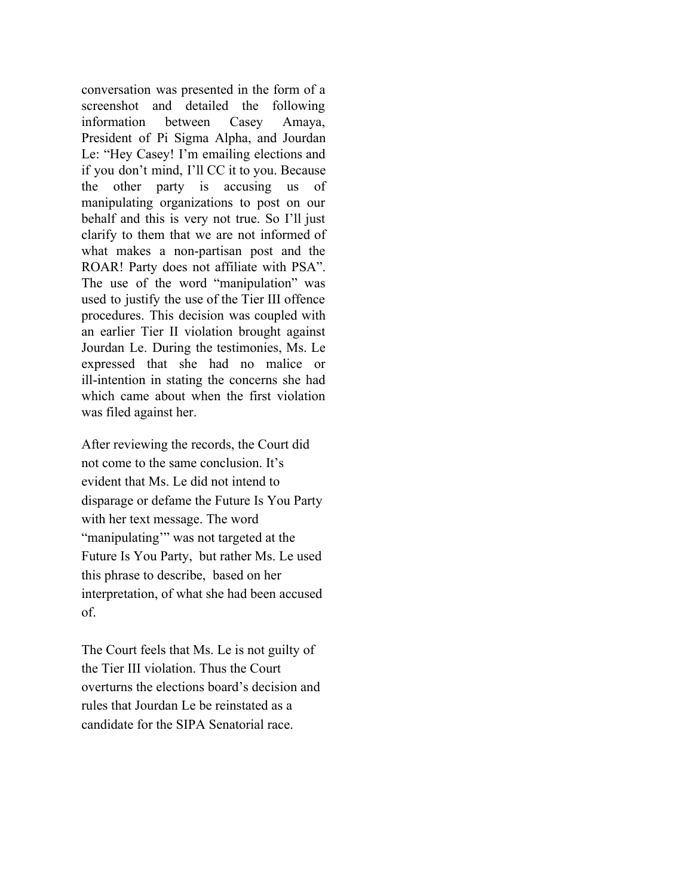conversation was presented in the form of a screenshot and detailed the following information between Casey Amaya, President of Pi Sigma Alpha, and Jourdan Le: "Hey Casey! I'm emailing elections and if you don't mind, I'll CC it to you. Because the other party is accusing us of manipulating organizations to post on our behalf and this is very not true. So I'll just clarify to them that we are not informed of what makes a non-partisan post and the ROAR! Party does not affiliate with PSA". The use of the word "manipulation" was used to justify the use of the Tier III offence procedures. This decision was coupled with an earlier Tier II violation brought against Jourdan Le. During the testimonies, Ms. Le expressed that she had no malice or ill-intention in stating the concerns she had which came about when the first violation was filed against her.

After reviewing the records, the Court did not come to the same conclusion. It's evident that Ms. Le did not intend to disparage or defame the Future Is You Party with her text message. The word "manipulating'" was not targeted at the Future Is You Party, but rather Ms. Le used this phrase to describe, based on her interpretation, of what she had been accused of.

The Court feels that Ms. Le is not guilty of the Tier III violation. Thus the Court overturns the elections board's decision and rules that Jourdan Le be reinstated as a candidate for the SIPA Senatorial race.